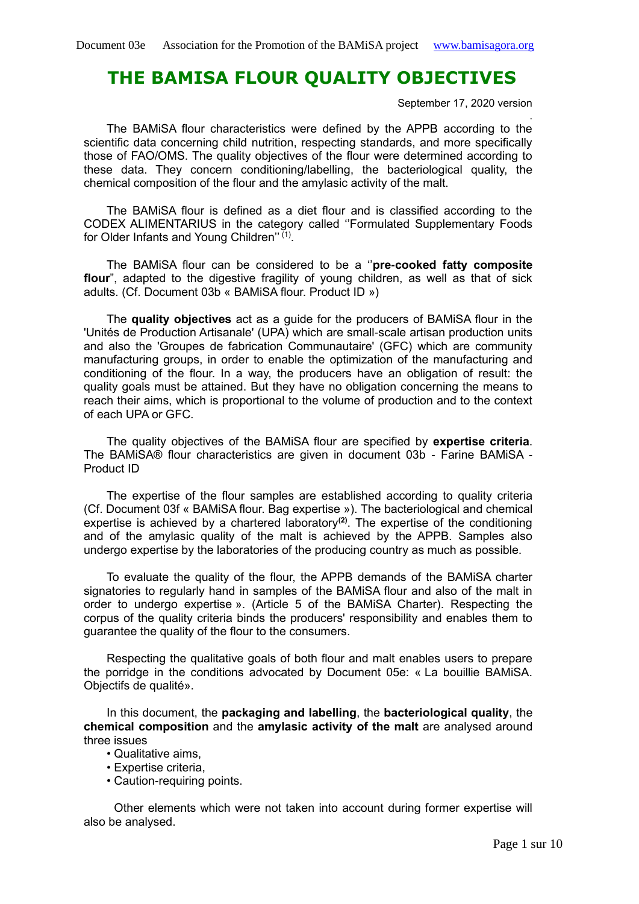# THE BAMISA FLOUR QUALITY OBJECTIVES

September 17, 2020 version

The BAMiSA flour characteristics were defined by the APPB according to the scientific data concerning child nutrition, respecting standards, and more specifically those of FAO/OMS. The quality objectives of the flour were determined according to these data. They concern conditioning/labelling, the bacteriological quality, the chemical composition of the flour and the amylasic activity of the malt.

The BAMiSA flour is defined as a diet flour and is classified according to the CODEX ALIMENTARIUS in the category called ''Formulated Supplementary Foods for Older Infants and Young Children'' [(1)].

The BAMiSA flour can be considered to be a ''**pre-cooked fatty composite flour**", adapted to the digestive fragility of young children, as well as that of sick adults. (Cf. Document 03b « BAMiSA flour. Product ID »)

The **quality objectives** act as a guide for the producers of BAMiSA flour in the 'Unités de Production Artisanale' (UPA) which are small-scale artisan production units and also the 'Groupes de fabrication Communautaire' (GFC) which are community manufacturing groups, in order to enable the optimization of the manufacturing and conditioning of the flour. In a way, the producers have an obligation of result: the quality goals must be attained. But they have no obligation concerning the means to reach their aims, which is proportional to the volume of production and to the context of each UPA or GFC.

The quality objectives of the BAMiSA flour are specified by **expertise criteria**. The BAMiSA® flour characteristics are given in document 03b - Farine BAMiSA - Product ID

The expertise of the flour samples are established according to quality criteria (Cf. Document 03f « BAMiSA flour. Bag expertise »). The bacteriological and chemical expertise is achieved by a chartered laboratory**[(2)]**. The expertise of the conditioning and of the amylasic quality of the malt is achieved by the APPB. Samples also undergo expertise by the laboratories of the producing country as much as possible.

To evaluate the quality of the flour, the APPB demands of the BAMiSA charter signatories to regularly hand in samples of the BAMiSA flour and also of the malt in order to undergo expertise ». (Article 5 of the BAMiSA Charter). Respecting the corpus of the quality criteria binds the producers' responsibility and enables them to guarantee the quality of the flour to the consumers.

Respecting the qualitative goals of both flour and malt enables users to prepare the porridge in the conditions advocated by Document 05e: « La bouillie BAMiSA. Objectifs de qualité».

In this document, the **packaging and labelling**, the **bacteriological quality**, the **chemical composition** and the **amylasic activity of the malt** are analysed around three issues

- Qualitative aims,
- Expertise criteria,
- Caution-requiring points.

Other elements which were not taken into account during former expertise will also be analysed.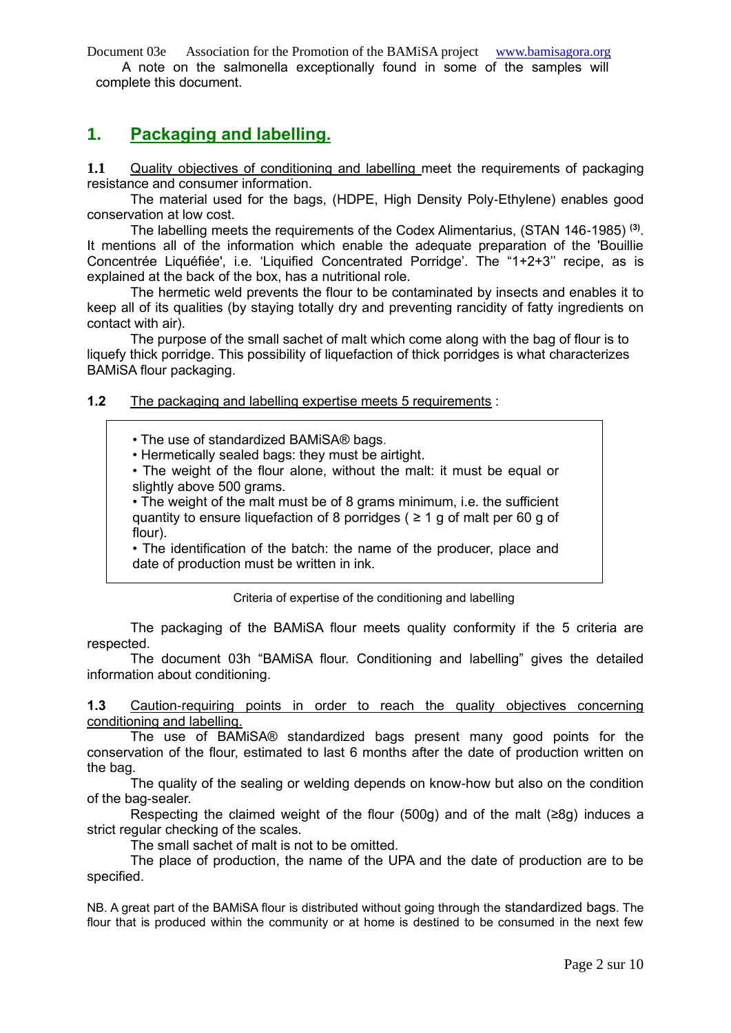A note on the salmonella exceptionally found in some of the samples will complete this document.

## 1. Packaging and labelling.

**1.1** Quality objectives of conditioning and labelling meet the requirements of packaging resistance and consumer information.

The material used for the bags, (HDPE, High Density Poly-Ethylene) enables good conservation at low cost.

The labelling meets the requirements of the Codex Alimentarius, (STAN 146-1985) [(3)]. It mentions all of the information which enable the adequate preparation of the 'Bouillie Concentrée Liquéfiée', i.e. 'Liquified Concentrated Porridge'. The "1+2+3" recipe, as is explained at the back of the box, has a nutritional role.

The hermetic weld prevents the flour to be contaminated by insects and enables it to keep all of its qualities (by staying totally dry and preventing rancidity of fatty ingredients on contact with air).

The purpose of the small sachet of malt which come along with the bag of flour is to liquefy thick porridge. This possibility of liquefaction of thick porridges is what characterizes BAMiSA flour packaging.

**1.2** The packaging and labelling expertise meets 5 requirements :

- The use of standardized BAMiSA® bags.
- Hermetically sealed bags: they must be airtight.
- The weight of the flour alone, without the malt: it must be equal or slightly above 500 grams.
- The weight of the malt must be of 8 grams minimum, i.e. the sufficient quantity to ensure liquefaction of 8 porridges ( ≥ 1 g of malt per 60 g of flour).
- The identification of the batch: the name of the producer, place and date of production must be written in ink.

Criteria of expertise of the conditioning and labelling

The packaging of the BAMiSA flour meets quality conformity if the 5 criteria are respected.

The document 03h "BAMiSA flour. Conditioning and labelling" gives the detailed information about conditioning.

**1.3** Caution-requiring points in order to reach the quality objectives concerning conditioning and labelling.

The use of BAMiSA® standardized bags present many good points for the conservation of the flour, estimated to last 6 months after the date of production written on the bag.

The quality of the sealing or welding depends on know-how but also on the condition of the bag-sealer.

Respecting the claimed weight of the flour (500g) and of the malt (≥8g) induces a strict regular checking of the scales.

The small sachet of malt is not to be omitted.

The place of production, the name of the UPA and the date of production are to be specified.

NB. A great part of the BAMiSA flour is distributed without going through the standardized bags. The flour that is produced within the community or at home is destined to be consumed in the next few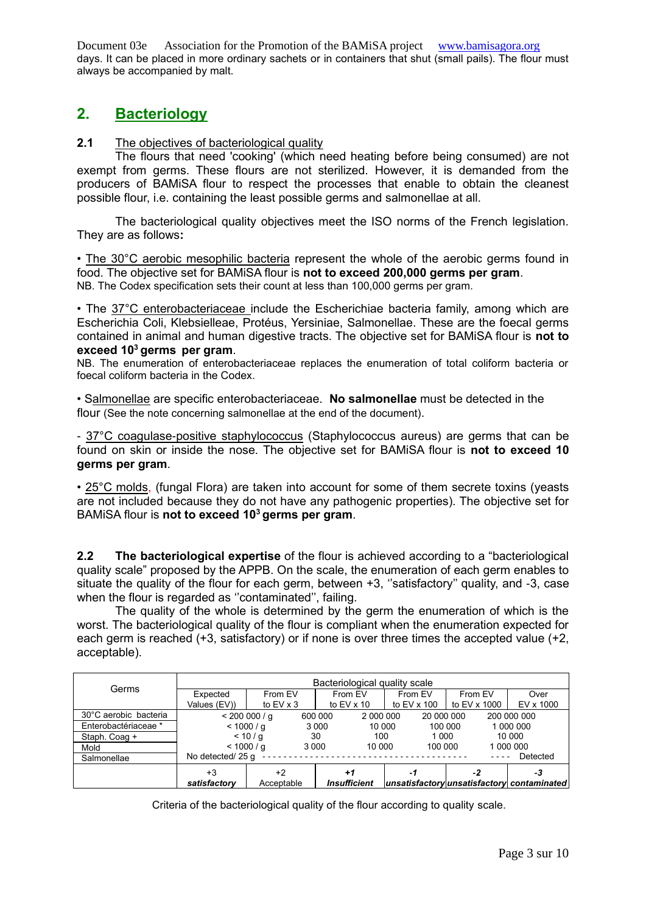days. It can be placed in more ordinary sachets or in containers that shut (small pails). The flour must always be accompanied by malt.

## 2. Bacteriology

### 2.1 The objectives of bacteriological quality

The flours that need 'cooking' (which need heating before being consumed) are not exempt from germs. These flours are not sterilized. However, it is demanded from the producers of BAMiSA flour to respect the processes that enable to obtain the cleanest possible flour, i.e. containing the least possible germs and salmonellae at all.

The bacteriological quality objectives meet the ISO norms of the French legislation. They are as follows**:**

• The 30°C aerobic mesophilic bacteria represent the whole of the aerobic germs found in food. The objective set for BAMiSA flour is **not to exceed 200,000 germs per gram**.
NB. The Codex specification sets their count at less than 100,000 germs per gram.

• The 37°C enterobacteriaceae include the Escherichiae bacteria family, among which are Escherichia Coli, Klebsielleae, Protéus, Yersiniae, Salmonellae. These are the foecal germs contained in animal and human digestive tracts. The objective set for BAMiSA flour is **not to exceed $10^3$ germs per gram**.
NB. The enumeration of enterobacteriaceae replaces the enumeration of total coliform bacteria or foecal coliform bacteria in the Codex.

• Salmonellae are specific enterobacteriaceae. **No salmonellae** must be detected in the flour (See the note concerning salmonellae at the end of the document).

- 37°C coagulase-positive staphylococcus (Staphylococcus aureus) are germs that can be found on skin or inside the nose. The objective set for BAMiSA flour is **not to exceed 10 germs per gram**.

• 25°C molds, (fungal Flora) are taken into account for some of them secrete toxins (yeasts are not included because they do not have any pathogenic properties). The objective set for BAMiSA flour is **not to exceed $10^3$ germs per gram**.

### 2.2 **The bacteriological expertise** of the flour is achieved according to a "bacteriological quality scale" proposed by the APPB. On the scale, the enumeration of each germ enables to situate the quality of the flour for each germ, between +3, ''satisfactory'' quality, and -3, case when the flour is regarded as ''contaminated'', failing.

The quality of the whole is determined by the germ the enumeration of which is the worst. The bacteriological quality of the flour is compliant when the enumeration expected for each germ is reached (+3, satisfactory) or if none is over three times the accepted value (+2, acceptable).

| Germs | Bacteriological quality scale | | | | | |
|---|---|---|---|---|---|---|
| | Expected Values (EV)) | From EV to EV x 3 | From EV to EV x 10 | From EV to EV x 100 | From EV to EV x 1000 | Over EV x 1000 |
| 30°C aerobic bacteria | < 200 000 / g | 600 000 | 2 000 000 | 20 000 000 | 200 000 000 | |
| Enterobactériaceae * | < 1000 / g | 3 000 | 10 000 | 100 000 | 1 000 000 | |
| Staph. Coag + | < 10 / g | 30 | 100 | 1 000 | 10 000 | |
| Mold | < 1000 / g | 3 000 | 10 000 | 100 000 | 1 000 000 | |
| Salmonellae | No detected/ 25 g | - - - | - - - | - - - | - - - | Detected |
| | +3 *satisfactory* | +2 Acceptable | ***+1 Insufficient*** | ***-1 unsatisfactory*** | ***-2 unsatisfactory*** | ***-3 contaminated*** |

Criteria of the bacteriological quality of the flour according to quality scale.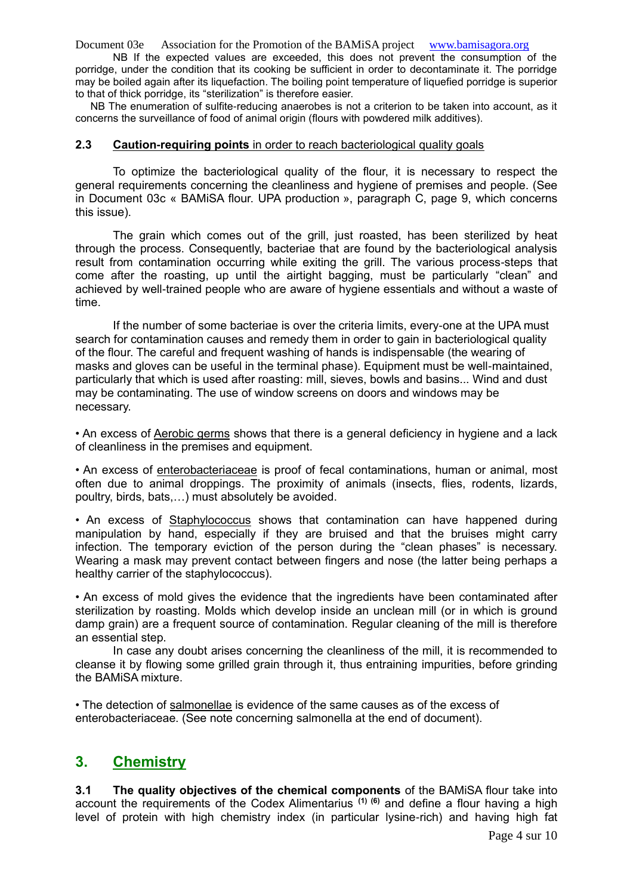NB If the expected values are exceeded, this does not prevent the consumption of the porridge, under the condition that its cooking be sufficient in order to decontaminate it. The porridge may be boiled again after its liquefaction. The boiling point temperature of liquefied porridge is superior to that of thick porridge, its "sterilization" is therefore easier.

NB The enumeration of sulfite-reducing anaerobes is not a criterion to be taken into account, as it concerns the surveillance of food of animal origin (flours with powdered milk additives).

### 2.3 **Caution-requiring points** in order to reach bacteriological quality goals

To optimize the bacteriological quality of the flour, it is necessary to respect the general requirements concerning the cleanliness and hygiene of premises and people. (See in Document 03c « BAMiSA flour. UPA production », paragraph C, page 9, which concerns this issue).

The grain which comes out of the grill, just roasted, has been sterilized by heat through the process. Consequently, bacteriae that are found by the bacteriological analysis result from contamination occurring while exiting the grill. The various process-steps that come after the roasting, up until the airtight bagging, must be particularly "clean" and achieved by well-trained people who are aware of hygiene essentials and without a waste of time.

If the number of some bacteriae is over the criteria limits, every-one at the UPA must search for contamination causes and remedy them in order to gain in bacteriological quality of the flour. The careful and frequent washing of hands is indispensable (the wearing of masks and gloves can be useful in the terminal phase). Equipment must be well-maintained, particularly that which is used after roasting: mill, sieves, bowls and basins... Wind and dust may be contaminating. The use of window screens on doors and windows may be necessary.

- An excess of Aerobic germs shows that there is a general deficiency in hygiene and a lack of cleanliness in the premises and equipment.

- An excess of enterobacteriaceae is proof of fecal contaminations, human or animal, most often due to animal droppings. The proximity of animals (insects, flies, rodents, lizards, poultry, birds, bats,…) must absolutely be avoided.

- An excess of Staphylococcus shows that contamination can have happened during manipulation by hand, especially if they are bruised and that the bruises might carry infection. The temporary eviction of the person during the "clean phases" is necessary. Wearing a mask may prevent contact between fingers and nose (the latter being perhaps a healthy carrier of the staphylococcus).

- An excess of mold gives the evidence that the ingredients have been contaminated after sterilization by roasting. Molds which develop inside an unclean mill (or in which is ground damp grain) are a frequent source of contamination. Regular cleaning of the mill is therefore an essential step.

  In case any doubt arises concerning the cleanliness of the mill, it is recommended to cleanse it by flowing some grilled grain through it, thus entraining impurities, before grinding the BAMiSA mixture.

- The detection of salmonellae is evidence of the same causes as of the excess of enterobacteriaceae. (See note concerning salmonella at the end of document).

## 3. Chemistry

**3.1 The quality objectives of the chemical components** of the BAMiSA flour take into account the requirements of the Codex Alimentarius [(1) (6)] and define a flour having a high level of protein with high chemistry index (in particular lysine-rich) and having high fat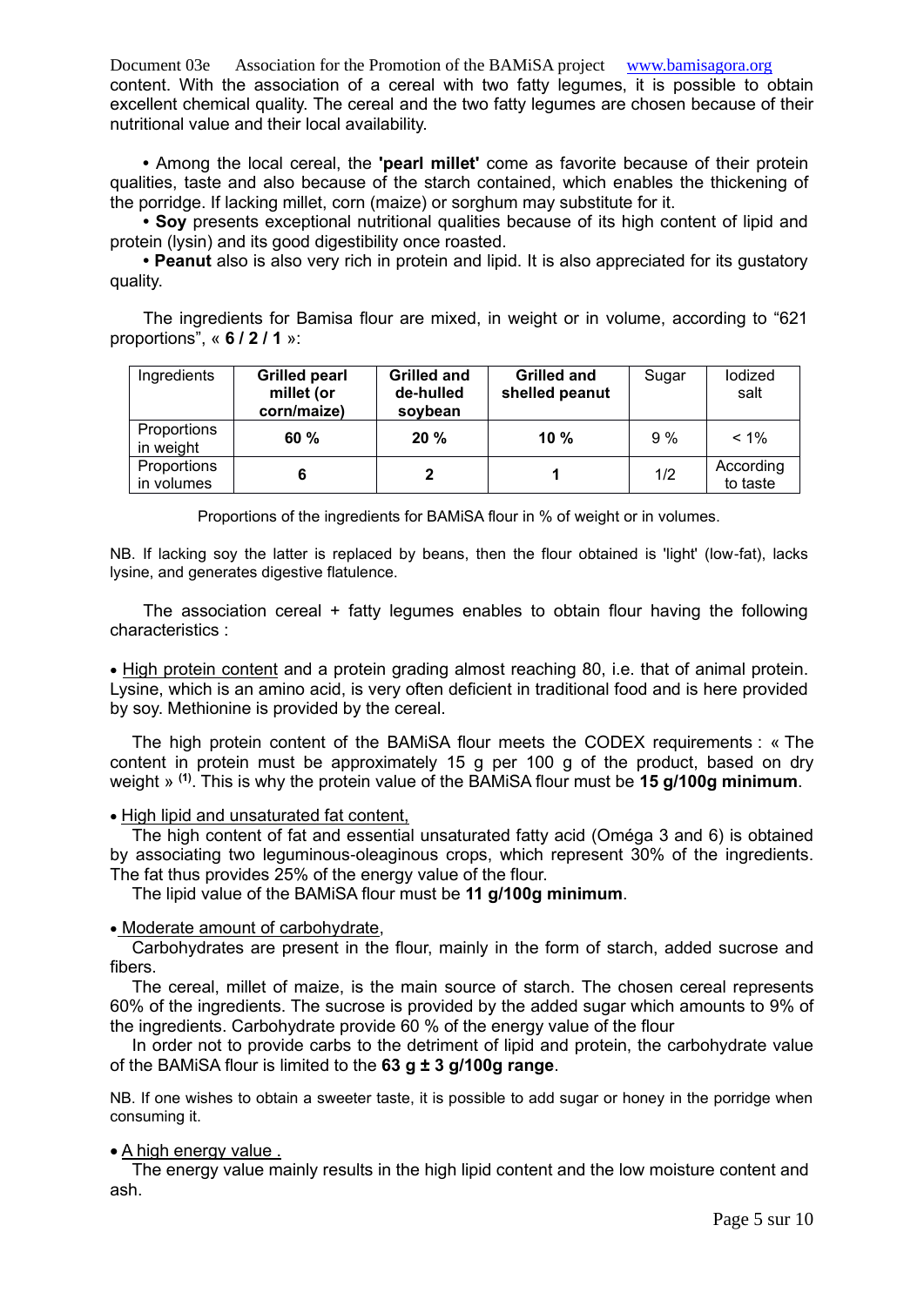content. With the association of a cereal with two fatty legumes, it is possible to obtain excellent chemical quality. The cereal and the two fatty legumes are chosen because of their nutritional value and their local availability.

• Among the local cereal, the **'pearl millet'** come as favorite because of their protein qualities, taste and also because of the starch contained, which enables the thickening of the porridge. If lacking millet, corn (maize) or sorghum may substitute for it.

• **Soy** presents exceptional nutritional qualities because of its high content of lipid and protein (lysin) and its good digestibility once roasted.

• **Peanut** also is also very rich in protein and lipid. It is also appreciated for its gustatory quality.

The ingredients for Bamisa flour are mixed, in weight or in volume, according to "621 proportions", « **6 / 2 / 1** »:

| Ingredients | Grilled pearl millet (or corn/maize) | Grilled and de-hulled soybean | Grilled and shelled peanut | Sugar | Iodized salt |
|---|---|---|---|---|---|
| Proportions in weight | **60 %** | **20 %** | **10 %** | 9 % | < 1% |
| Proportions in volumes | **6** | **2** | **1** | 1/2 | According to taste |

Proportions of the ingredients for BAMiSA flour in % of weight or in volumes.

NB. If lacking soy the latter is replaced by beans, then the flour obtained is 'light' (low-fat), lacks lysine, and generates digestive flatulence.

The association cereal + fatty legumes enables to obtain flour having the following characteristics :

- High protein content and a protein grading almost reaching 80, i.e. that of animal protein. Lysine, which is an amino acid, is very often deficient in traditional food and is here provided by soy. Methionine is provided by the cereal.

The high protein content of the BAMiSA flour meets the CODEX requirements : « The content in protein must be approximately 15 g per 100 g of the product, based on dry weight » [(1)]. This is why the protein value of the BAMiSA flour must be **15 g/100g minimum**.

- High lipid and unsaturated fat content,

The high content of fat and essential unsaturated fatty acid (Oméga 3 and 6) is obtained by associating two leguminous-oleaginous crops, which represent 30% of the ingredients. The fat thus provides 25% of the energy value of the flour.

The lipid value of the BAMiSA flour must be **11 g/100g minimum**.

- Moderate amount of carbohydrate,

Carbohydrates are present in the flour, mainly in the form of starch, added sucrose and fibers.

The cereal, millet of maize, is the main source of starch. The chosen cereal represents 60% of the ingredients. The sucrose is provided by the added sugar which amounts to 9% of the ingredients. Carbohydrate provide 60 % of the energy value of the flour

In order not to provide carbs to the detriment of lipid and protein, the carbohydrate value of the BAMiSA flour is limited to the **63 g ± 3 g/100g range**.

NB. If one wishes to obtain a sweeter taste, it is possible to add sugar or honey in the porridge when consuming it.

- A high energy value .

The energy value mainly results in the high lipid content and the low moisture content and ash.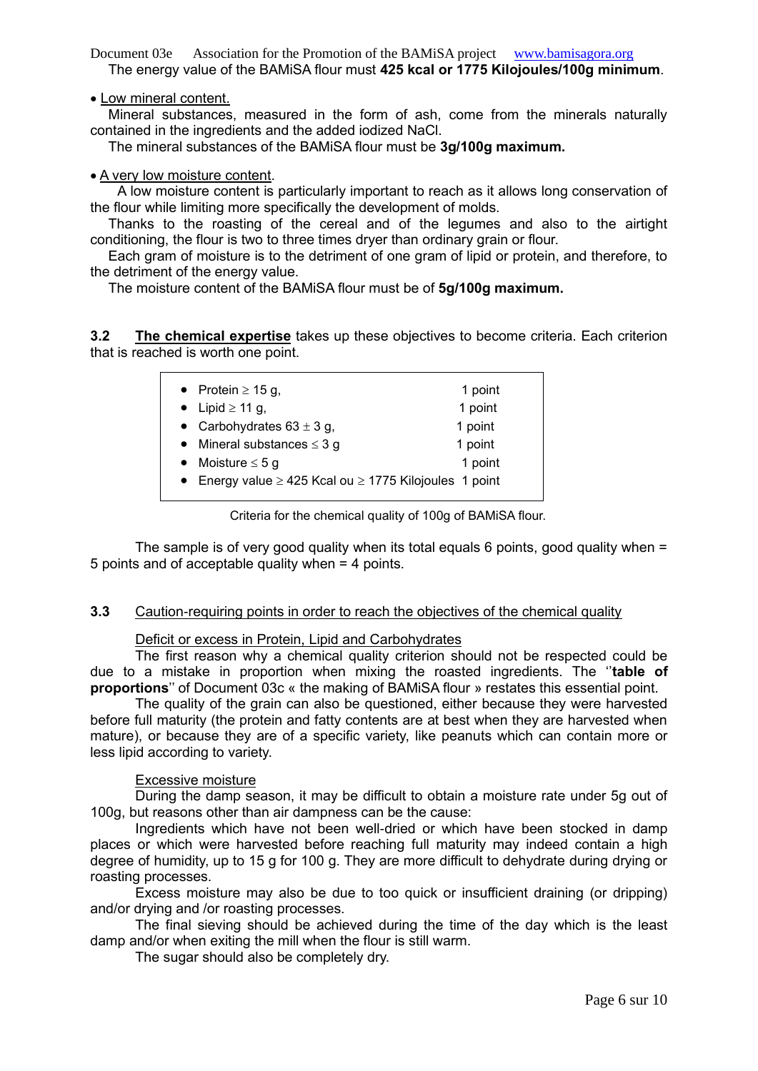The energy value of the BAMiSA flour must **425 kcal or 1775 Kilojoules/100g minimum**.

- Low mineral content.

Mineral substances, measured in the form of ash, come from the minerals naturally contained in the ingredients and the added iodized NaCl.

The mineral substances of the BAMiSA flour must be **3g/100g maximum.**

- A very low moisture content.

A low moisture content is particularly important to reach as it allows long conservation of the flour while limiting more specifically the development of molds.

Thanks to the roasting of the cereal and of the legumes and also to the airtight conditioning, the flour is two to three times dryer than ordinary grain or flour.

Each gram of moisture is to the detriment of one gram of lipid or protein, and therefore, to the detriment of the energy value.

The moisture content of the BAMiSA flour must be of **5g/100g maximum.**

**3.2 The chemical expertise** takes up these objectives to become criteria. Each criterion that is reached is worth one point.

- Protein $\geq$ 15 g, — 1 point
- Lipid $\geq$ 11 g, — 1 point
- Carbohydrates 63 $\pm$ 3 g, — 1 point
- Mineral substances $\leq$ 3 g — 1 point
- Moisture $\leq$ 5 g — 1 point
- Energy value $\geq$ 425 Kcal ou $\geq$ 1775 Kilojoules — 1 point

Criteria for the chemical quality of 100g of BAMiSA flour.

The sample is of very good quality when its total equals 6 points, good quality when = 5 points and of acceptable quality when = 4 points.

**3.3** Caution-requiring points in order to reach the objectives of the chemical quality

Deficit or excess in Protein, Lipid and Carbohydrates

The first reason why a chemical quality criterion should not be respected could be due to a mistake in proportion when mixing the roasted ingredients. The ''**table of proportions**'' of Document 03c « the making of BAMiSA flour » restates this essential point.

The quality of the grain can also be questioned, either because they were harvested before full maturity (the protein and fatty contents are at best when they are harvested when mature), or because they are of a specific variety, like peanuts which can contain more or less lipid according to variety.

Excessive moisture

During the damp season, it may be difficult to obtain a moisture rate under 5g out of 100g, but reasons other than air dampness can be the cause:

Ingredients which have not been well-dried or which have been stocked in damp places or which were harvested before reaching full maturity may indeed contain a high degree of humidity, up to 15 g for 100 g. They are more difficult to dehydrate during drying or roasting processes.

Excess moisture may also be due to too quick or insufficient draining (or dripping) and/or drying and /or roasting processes.

The final sieving should be achieved during the time of the day which is the least damp and/or when exiting the mill when the flour is still warm.

The sugar should also be completely dry.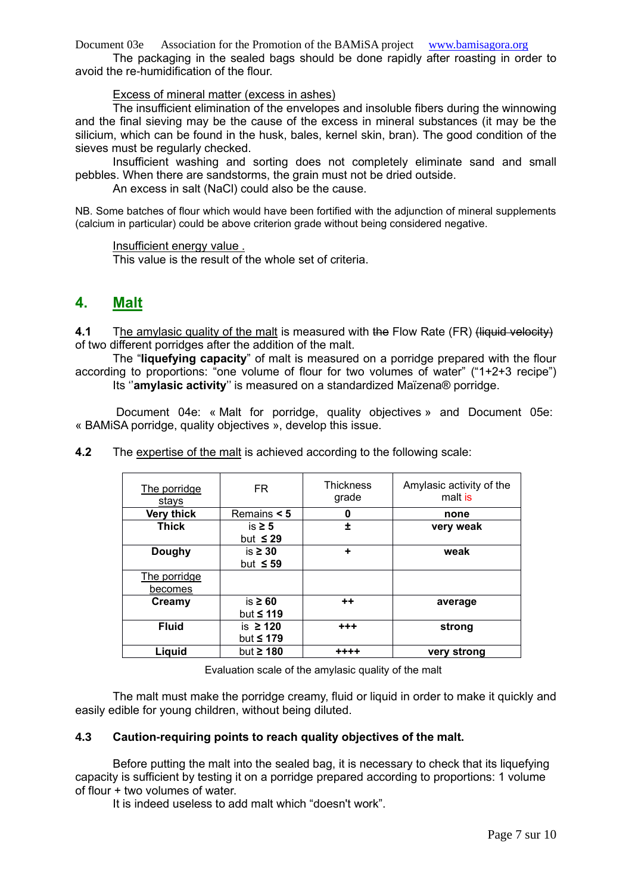The packaging in the sealed bags should be done rapidly after roasting in order to avoid the re-humidification of the flour.

Excess of mineral matter (excess in ashes)

The insufficient elimination of the envelopes and insoluble fibers during the winnowing and the final sieving may be the cause of the excess in mineral substances (it may be the silicium, which can be found in the husk, bales, kernel skin, bran). The good condition of the sieves must be regularly checked.

Insufficient washing and sorting does not completely eliminate sand and small pebbles. When there are sandstorms, the grain must not be dried outside.

An excess in salt (NaCl) could also be the cause.

NB. Some batches of flour which would have been fortified with the adjunction of mineral supplements (calcium in particular) could be above criterion grade without being considered negative.

Insufficient energy value .

This value is the result of the whole set of criteria.

## 4. Malt

**4.1** The amylasic quality of the malt is measured with ~~the~~ Flow Rate (FR) ~~(liquid velocity)~~ of two different porridges after the addition of the malt.

The "**liquefying capacity**" of malt is measured on a porridge prepared with the flour according to proportions: "one volume of flour for two volumes of water" ("1+2+3 recipe")

Its ''**amylasic activity**'' is measured on a standardized Maïzena® porridge.

Document 04e: « Malt for porridge, quality objectives » and Document 05e: « BAMiSA porridge, quality objectives », develop this issue.

**4.2** The expertise of the malt is achieved according to the following scale:

| The porridge stays | FR | Thickness grade | Amylasic activity of the malt is |
|---|---|---|---|
| **Very thick** | Remains **< 5** | **0** | **none** |
| **Thick** | is **≥ 5** but **≤ 29** | **±** | **very weak** |
| **Doughy** | is **≥ 30** but **≤ 59** | **+** | **weak** |
| The porridge becomes | | | |
| **Creamy** | is **≥ 60** but **≤ 119** | **++** | **average** |
| **Fluid** | is **≥ 120** but **≤ 179** | **+++** | **strong** |
| **Liquid** | but **≥ 180** | **++++** | **very strong** |

Evaluation scale of the amylasic quality of the malt

The malt must make the porridge creamy, fluid or liquid in order to make it quickly and easily edible for young children, without being diluted.

**4.3 Caution-requiring points to reach quality objectives of the malt.**

Before putting the malt into the sealed bag, it is necessary to check that its liquefying capacity is sufficient by testing it on a porridge prepared according to proportions: 1 volume of flour + two volumes of water.

It is indeed useless to add malt which "doesn't work".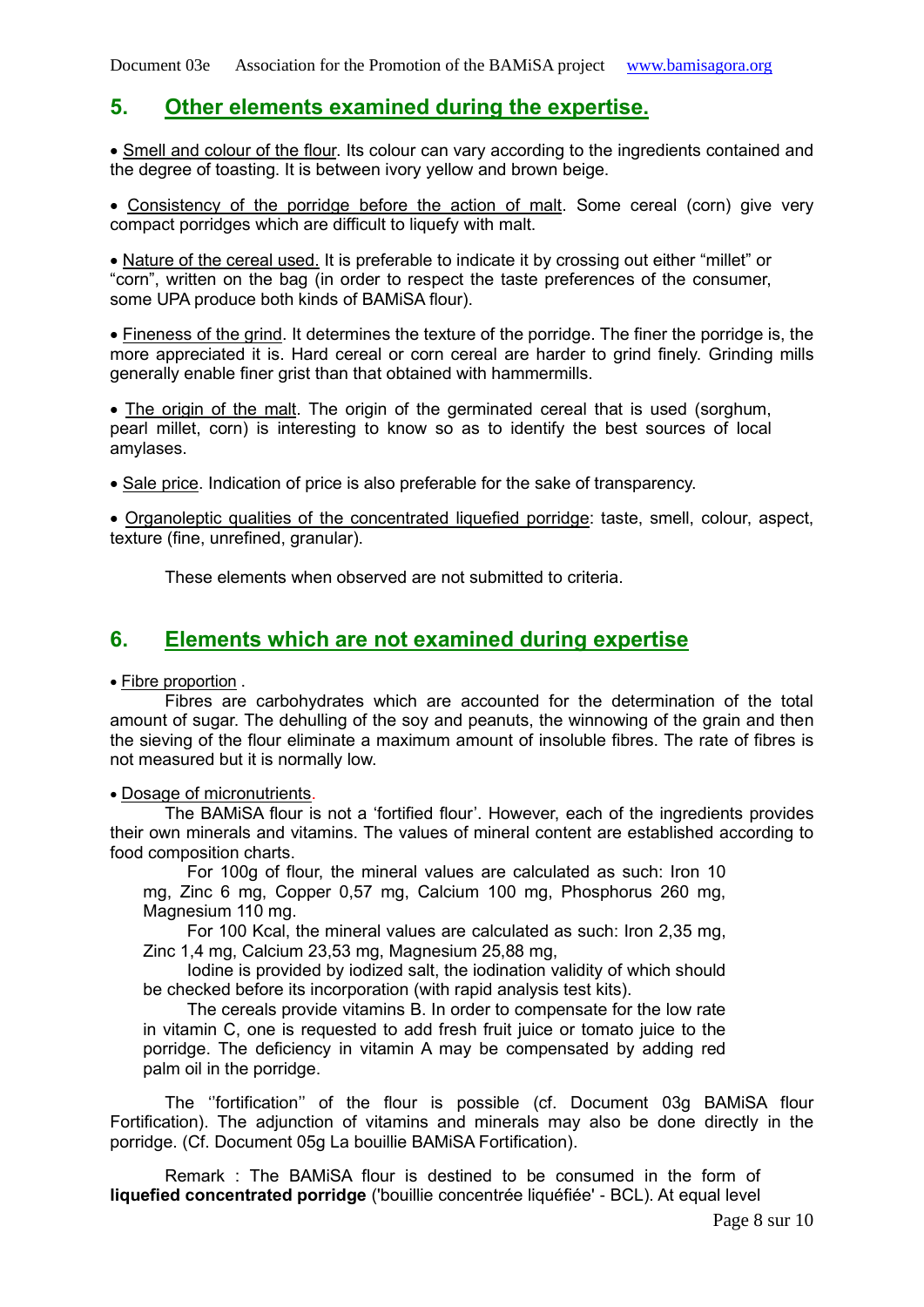## 5. Other elements examined during the expertise.

• Smell and colour of the flour. Its colour can vary according to the ingredients contained and the degree of toasting. It is between ivory yellow and brown beige.

• Consistency of the porridge before the action of malt. Some cereal (corn) give very compact porridges which are difficult to liquefy with malt.

• Nature of the cereal used. It is preferable to indicate it by crossing out either “millet” or “corn”, written on the bag (in order to respect the taste preferences of the consumer, some UPA produce both kinds of BAMiSA flour).

• Fineness of the grind. It determines the texture of the porridge. The finer the porridge is, the more appreciated it is. Hard cereal or corn cereal are harder to grind finely. Grinding mills generally enable finer grist than that obtained with hammermills.

• The origin of the malt. The origin of the germinated cereal that is used (sorghum, pearl millet, corn) is interesting to know so as to identify the best sources of local amylases.

• Sale price. Indication of price is also preferable for the sake of transparency.

• Organoleptic qualities of the concentrated liquefied porridge: taste, smell, colour, aspect, texture (fine, unrefined, granular).

These elements when observed are not submitted to criteria.

## 6. Elements which are not examined during expertise

• Fibre proportion .

Fibres are carbohydrates which are accounted for the determination of the total amount of sugar. The dehulling of the soy and peanuts, the winnowing of the grain and then the sieving of the flour eliminate a maximum amount of insoluble fibres. The rate of fibres is not measured but it is normally low.

• Dosage of micronutrients.

The BAMiSA flour is not a ‘fortified flour’. However, each of the ingredients provides their own minerals and vitamins. The values of mineral content are established according to food composition charts.

For 100g of flour, the mineral values are calculated as such: Iron 10 mg, Zinc 6 mg, Copper 0,57 mg, Calcium 100 mg, Phosphorus 260 mg, Magnesium 110 mg.

For 100 Kcal, the mineral values are calculated as such: Iron 2,35 mg, Zinc 1,4 mg, Calcium 23,53 mg, Magnesium 25,88 mg,

Iodine is provided by iodized salt, the iodination validity of which should be checked before its incorporation (with rapid analysis test kits).

The cereals provide vitamins B. In order to compensate for the low rate in vitamin C, one is requested to add fresh fruit juice or tomato juice to the porridge. The deficiency in vitamin A may be compensated by adding red palm oil in the porridge.

The ‘’fortification’’ of the flour is possible (cf. Document 03g BAMiSA flour Fortification). The adjunction of vitamins and minerals may also be done directly in the porridge. (Cf. Document 05g La bouillie BAMiSA Fortification).

Remark : The BAMiSA flour is destined to be consumed in the form of **liquefied concentrated porridge** ('bouillie concentrée liquéfiée' - BCL). At equal level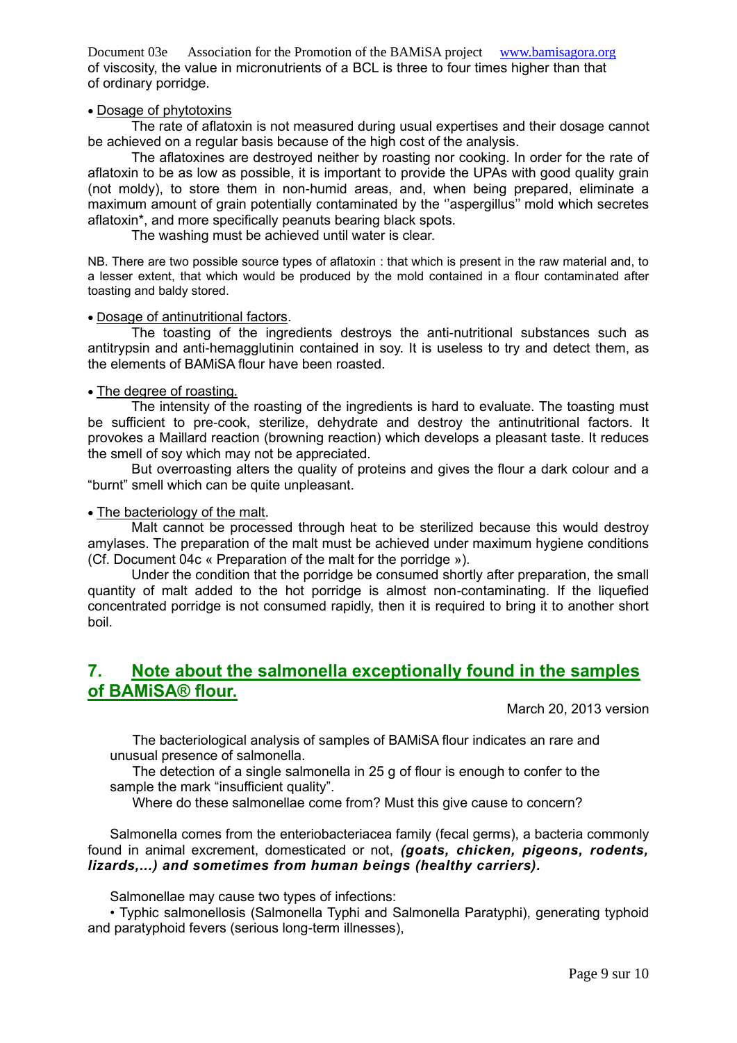of viscosity, the value in micronutrients of a BCL is three to four times higher than that of ordinary porridge.

- Dosage of phytotoxins

The rate of aflatoxin is not measured during usual expertises and their dosage cannot be achieved on a regular basis because of the high cost of the analysis.

The aflatoxines are destroyed neither by roasting nor cooking. In order for the rate of aflatoxin to be as low as possible, it is important to provide the UPAs with good quality grain (not moldy), to store them in non-humid areas, and, when being prepared, eliminate a maximum amount of grain potentially contaminated by the ''aspergillus'' mold which secretes aflatoxin*, and more specifically peanuts bearing black spots.

The washing must be achieved until water is clear.

NB. There are two possible source types of aflatoxin : that which is present in the raw material and, to a lesser extent, that which would be produced by the mold contained in a flour contaminated after toasting and baldy stored.

- Dosage of antinutritional factors.

The toasting of the ingredients destroys the anti-nutritional substances such as antitrypsin and anti-hemagglutinin contained in soy. It is useless to try and detect them, as the elements of BAMiSA flour have been roasted.

- The degree of roasting.

The intensity of the roasting of the ingredients is hard to evaluate. The toasting must be sufficient to pre-cook, sterilize, dehydrate and destroy the antinutritional factors. It provokes a Maillard reaction (browning reaction) which develops a pleasant taste. It reduces the smell of soy which may not be appreciated.

But overroasting alters the quality of proteins and gives the flour a dark colour and a "burnt" smell which can be quite unpleasant.

- The bacteriology of the malt.

Malt cannot be processed through heat to be sterilized because this would destroy amylases. The preparation of the malt must be achieved under maximum hygiene conditions (Cf. Document 04c « Preparation of the malt for the porridge »).

Under the condition that the porridge be consumed shortly after preparation, the small quantity of malt added to the hot porridge is almost non-contaminating. If the liquefied concentrated porridge is not consumed rapidly, then it is required to bring it to another short boil.

## 7. Note about the salmonella exceptionally found in the samples of BAMiSA® flour.

March 20, 2013 version

The bacteriological analysis of samples of BAMiSA flour indicates an rare and unusual presence of salmonella.

The detection of a single salmonella in 25 g of flour is enough to confer to the sample the mark "insufficient quality".

Where do these salmonellae come from? Must this give cause to concern?

Salmonella comes from the enteriobacteriacea family (fecal germs), a bacteria commonly found in animal excrement, domesticated or not, ***(goats, chicken, pigeons, rodents, lizards,...) and sometimes from human beings (healthy carriers).***

Salmonellae may cause two types of infections:

• Typhic salmonellosis (Salmonella Typhi and Salmonella Paratyphi), generating typhoid and paratyphoid fevers (serious long-term illnesses),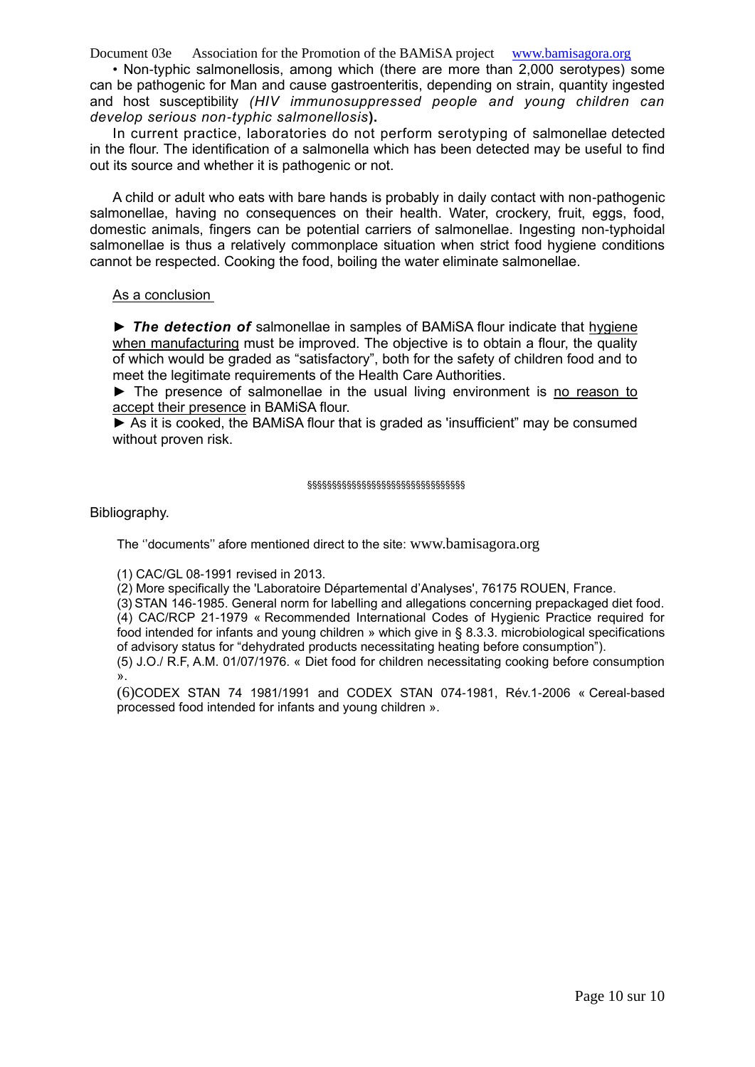• Non-typhic salmonellosis, among which (there are more than 2,000 serotypes) some can be pathogenic for Man and cause gastroenteritis, depending on strain, quantity ingested and host susceptibility *(HIV immunosuppressed people and young children can develop serious non-typhic salmonellosis*).

In current practice, laboratories do not perform serotyping of salmonellae detected in the flour. The identification of a salmonella which has been detected may be useful to find out its source and whether it is pathogenic or not.

A child or adult who eats with bare hands is probably in daily contact with non-pathogenic salmonellae, having no consequences on their health. Water, crockery, fruit, eggs, food, domestic animals, fingers can be potential carriers of salmonellae. Ingesting non-typhoidal salmonellae is thus a relatively commonplace situation when strict food hygiene conditions cannot be respected. Cooking the food, boiling the water eliminate salmonellae.

As a conclusion

► ***The detection of*** salmonellae in samples of BAMiSA flour indicate that hygiene when manufacturing must be improved. The objective is to obtain a flour, the quality of which would be graded as "satisfactory", both for the safety of children food and to meet the legitimate requirements of the Health Care Authorities.

► The presence of salmonellae in the usual living environment is no reason to accept their presence in BAMiSA flour.

► As it is cooked, the BAMiSA flour that is graded as 'insufficient" may be consumed without proven risk.

§§§§§§§§§§§§§§§§§§§§§§§§§§§§§§§§§§

Bibliography.

The ''documents'' afore mentioned direct to the site: www.bamisagora.org

(1) CAC/GL 08-1991 revised in 2013.
(2) More specifically the 'Laboratoire Départemental d'Analyses', 76175 ROUEN, France.
(3) STAN 146-1985. General norm for labelling and allegations concerning prepackaged diet food.
(4) CAC/RCP 21-1979 « Recommended International Codes of Hygienic Practice required for food intended for infants and young children » which give in § 8.3.3. microbiological specifications of advisory status for "dehydrated products necessitating heating before consumption").
(5) J.O./ R.F, A.M. 01/07/1976. « Diet food for children necessitating cooking before consumption ».
(6)CODEX STAN 74 1981/1991 and CODEX STAN 074-1981, Rév.1-2006 « Cereal-based processed food intended for infants and young children ».